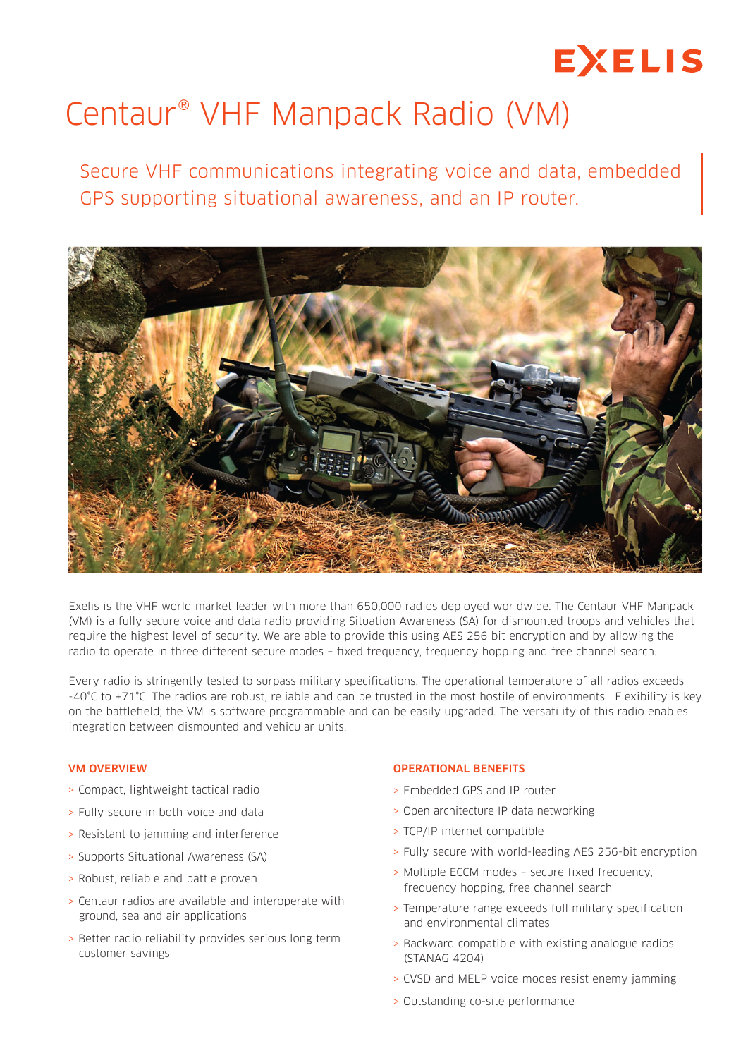# Centaur® VHF Manpack Radio (VM)

Secure VHF communications integrating voice and data, embedded GPS supporting situational awareness, and an IP router.

Exelis is the VHF world market leader with more than 650,000 radios deployed worldwide. The Centaur VHF Manpack (VM) is a fully secure voice and data radio providing Situation Awareness (SA) for dismounted troops and vehicles that require the highest level of security. We are able to provide this using AES 256 bit encryption and by allowing the radio to operate in three different secure modes – fixed frequency, frequency hopping and free channel search.

Every radio is stringently tested to surpass military specifications. The operational temperature of all radios exceeds -40°C to +71°C. The radios are robust, reliable and can be trusted in the most hostile of environments. Flexibility is key on the battlefield; the VM is software programmable and can be easily upgraded. The versatility of this radio enables integration between dismounted and vehicular units.

### VM OVERVIEW

- Compact, lightweight tactical radio
- Fully secure in both voice and data
- Resistant to jamming and interference
- Supports Situational Awareness (SA)
- Robust, reliable and battle proven
- Centaur radios are available and interoperate with ground, sea and air applications
- Better radio reliability provides serious long term customer savings

### OPERATIONAL BENEFITS

- Embedded GPS and IP router
- Open architecture IP data networking
- TCP/IP internet compatible
- Fully secure with world-leading AES 256-bit encryption
- Multiple ECCM modes – secure fixed frequency, frequency hopping, free channel search
- Temperature range exceeds full military specification and environmental climates
- Backward compatible with existing analogue radios (STANAG 4204)
- CVSD and MELP voice modes resist enemy jamming
- Outstanding co-site performance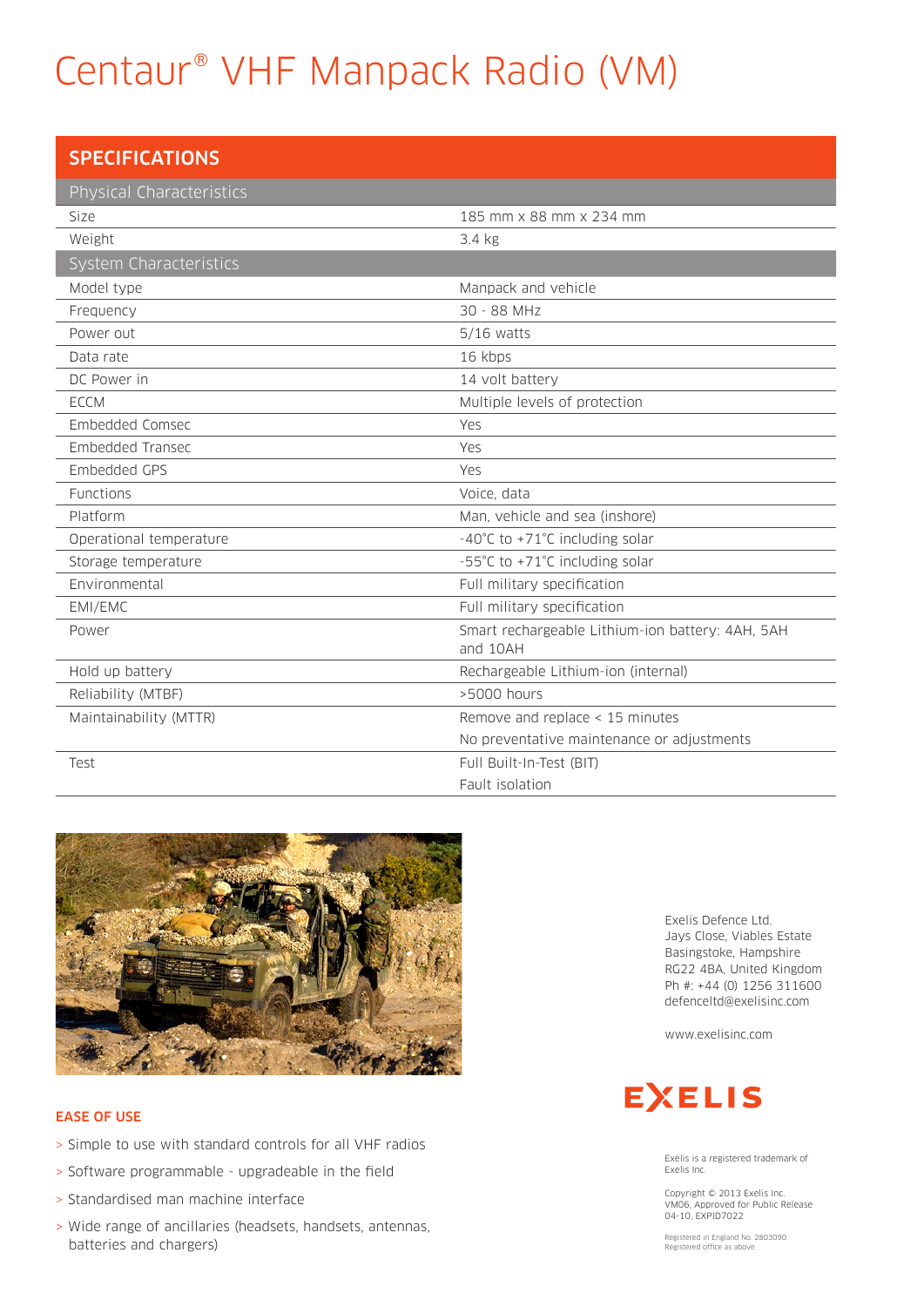# Centaur® VHF Manpack Radio (VM)

## SPECIFICATIONS

| | |
|---|---|
| **Physical Characteristics** | |
| Size | 185 mm x 88 mm x 234 mm |
| Weight | 3.4 kg |
| **System Characteristics** | |
| Model type | Manpack and vehicle |
| Frequency | 30 - 88 MHz |
| Power out | 5/16 watts |
| Data rate | 16 kbps |
| DC Power in | 14 volt battery |
| ECCM | Multiple levels of protection |
| Embedded Comsec | Yes |
| Embedded Transec | Yes |
| Embedded GPS | Yes |
| Functions | Voice, data |
| Platform | Man, vehicle and sea (inshore) |
| Operational temperature | -40°C to +71°C including solar |
| Storage temperature | -55°C to +71°C including solar |
| Environmental | Full military specification |
| EMI/EMC | Full military specification |
| Power | Smart rechargeable Lithium-ion battery: 4AH, 5AH and 10AH |
| Hold up battery | Rechargeable Lithium-ion (internal) |
| Reliability (MTBF) | >5000 hours |
| Maintainability (MTTR) | Remove and replace < 15 minutes<br>No preventative maintenance or adjustments |
| Test | Full Built-In-Test (BIT)<br>Fault isolation |

### EASE OF USE

> Simple to use with standard controls for all VHF radios

> Software programmable - upgradeable in the field

> Standardised man machine interface

> Wide range of ancillaries (headsets, handsets, antennas, batteries and chargers)

Exelis Defence Ltd.
Jays Close, Viables Estate
Basingstoke, Hampshire
RG22 4BA, United Kingdom
Ph #: +44 (0) 1256 311600
defenceltd@exelisinc.com

www.exelisinc.com

EXELIS

Exelis is a registered trademark of Exelis Inc.

Copyright © 2013 Exelis Inc.
VM06, Approved for Public Release 04-10, EXPID7022

Registered in England No. 2803090
Registered office as above.